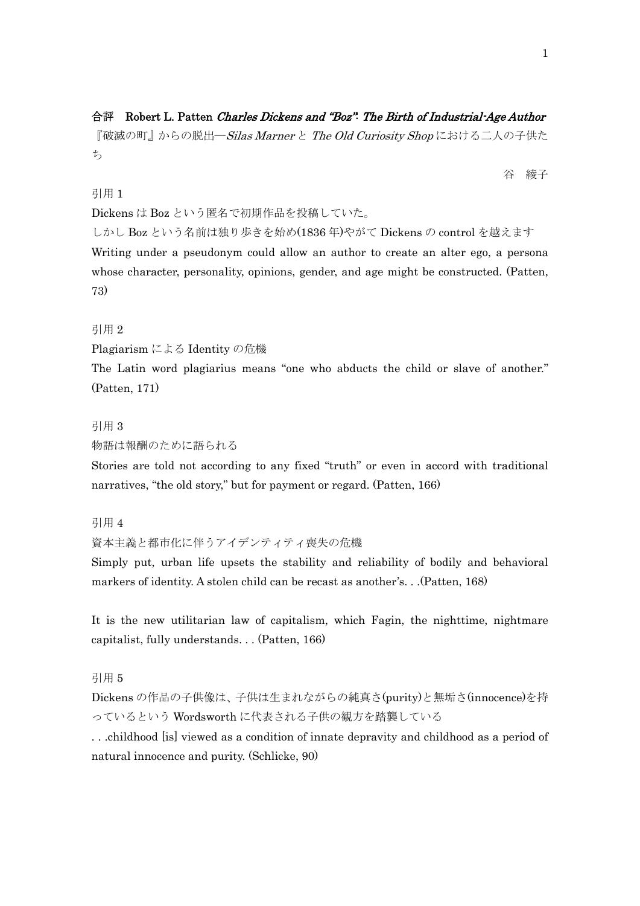# 合評　Robert L. Patten *Charles Dickens and "Boz": The Birth of Industrial-Age Author*

『破滅の町』からの脱出―*Silas Marner* と *The Old Curiosity Shop* における二人の子供たち

谷　綾子

## 引用 1

Dickens は Boz という匿名で初期作品を投稿していた。

しかし Boz という名前は独り歩きを始め(1836 年)やがて Dickens の control を越えます

Writing under a pseudonym could allow an author to create an alter ego, a persona whose character, personality, opinions, gender, and age might be constructed. (Patten, 73)

## 引用 2

Plagiarism による Identity の危機

The Latin word plagiarius means "one who abducts the child or slave of another." (Patten, 171)

## 引用 3

物語は報酬のために語られる

Stories are told not according to any fixed "truth" or even in accord with traditional narratives, "the old story," but for payment or regard. (Patten, 166)

## 引用 4

資本主義と都市化に伴うアイデンティティ喪失の危機

Simply put, urban life upsets the stability and reliability of bodily and behavioral markers of identity. A stolen child can be recast as another's. . .(Patten, 168)

It is the new utilitarian law of capitalism, which Fagin, the nighttime, nightmare capitalist, fully understands. . . (Patten, 166)

## 引用 5

Dickens の作品の子供像は、子供は生まれながらの純真さ(purity)と無垢さ(innocence)を持っているという Wordsworth に代表される子供の観方を踏襲している

. . .childhood [is] viewed as a condition of innate depravity and childhood as a period of natural innocence and purity. (Schlicke, 90)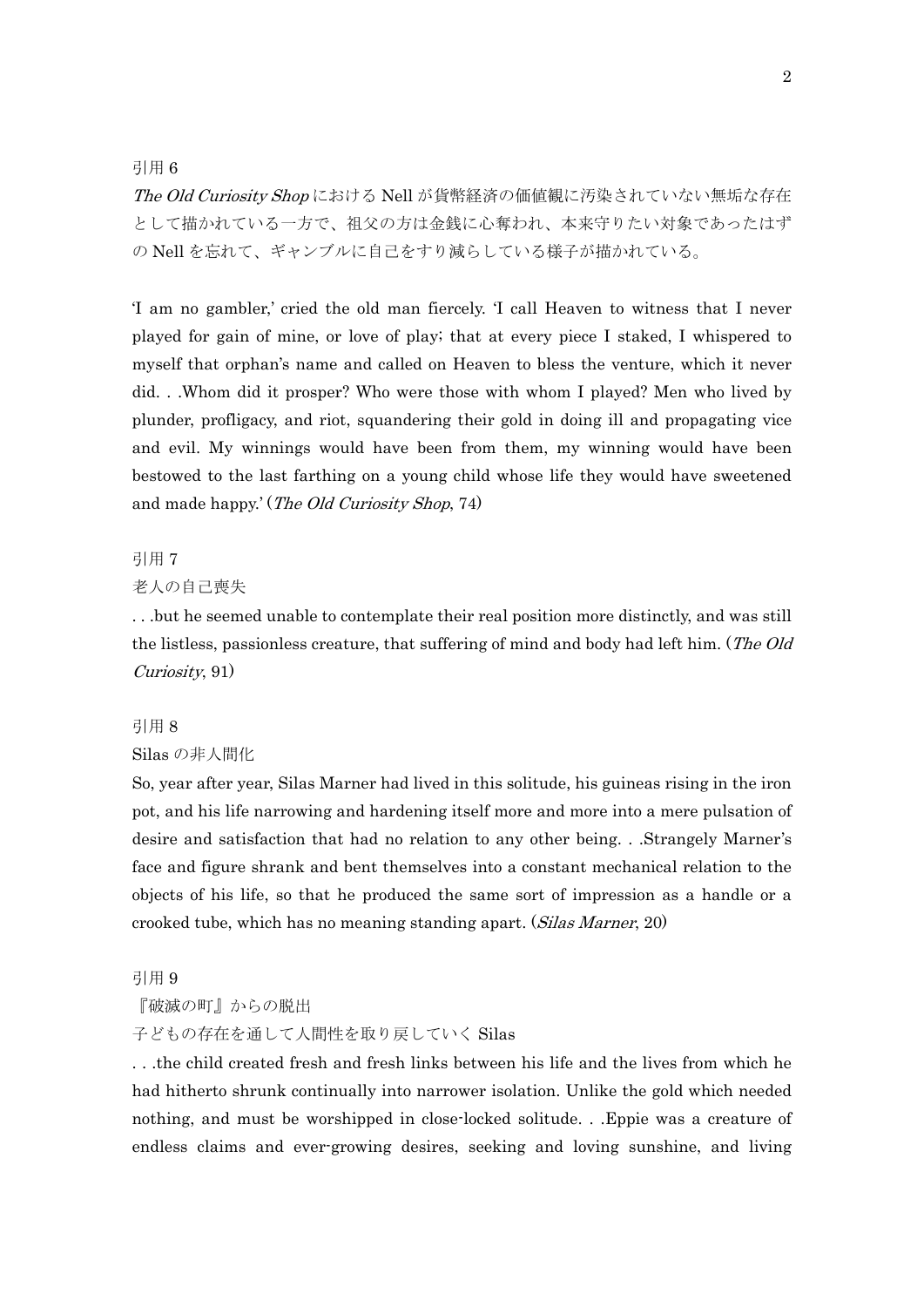引用 6

*The Old Curiosity Shop* における Nell が貨幣経済の価値観に汚染されていない無垢な存在として描かれている一方で、祖父の方は金銭に心奪われ、本来守りたい対象であったはずの Nell を忘れて、ギャンブルに自己をすり減らしている様子が描かれている。

'I am no gambler,' cried the old man fiercely. 'I call Heaven to witness that I never played for gain of mine, or love of play; that at every piece I staked, I whispered to myself that orphan's name and called on Heaven to bless the venture, which it never did. . .Whom did it prosper? Who were those with whom I played? Men who lived by plunder, profligacy, and riot, squandering their gold in doing ill and propagating vice and evil. My winnings would have been from them, my winning would have been bestowed to the last farthing on a young child whose life they would have sweetened and made happy.' (*The Old Curiosity Shop*, 74)

引用 7

老人の自己喪失

. . .but he seemed unable to contemplate their real position more distinctly, and was still the listless, passionless creature, that suffering of mind and body had left him. (*The Old Curiosity*, 91)

引用 8

Silas の非人間化

So, year after year, Silas Marner had lived in this solitude, his guineas rising in the iron pot, and his life narrowing and hardening itself more and more into a mere pulsation of desire and satisfaction that had no relation to any other being. . .Strangely Marner's face and figure shrank and bent themselves into a constant mechanical relation to the objects of his life, so that he produced the same sort of impression as a handle or a crooked tube, which has no meaning standing apart. (*Silas Marner*, 20)

引用 9

『破滅の町』からの脱出

子どもの存在を通して人間性を取り戻していく Silas

. . .the child created fresh and fresh links between his life and the lives from which he had hitherto shrunk continually into narrower isolation. Unlike the gold which needed nothing, and must be worshipped in close-locked solitude. . .Eppie was a creature of endless claims and ever-growing desires, seeking and loving sunshine, and living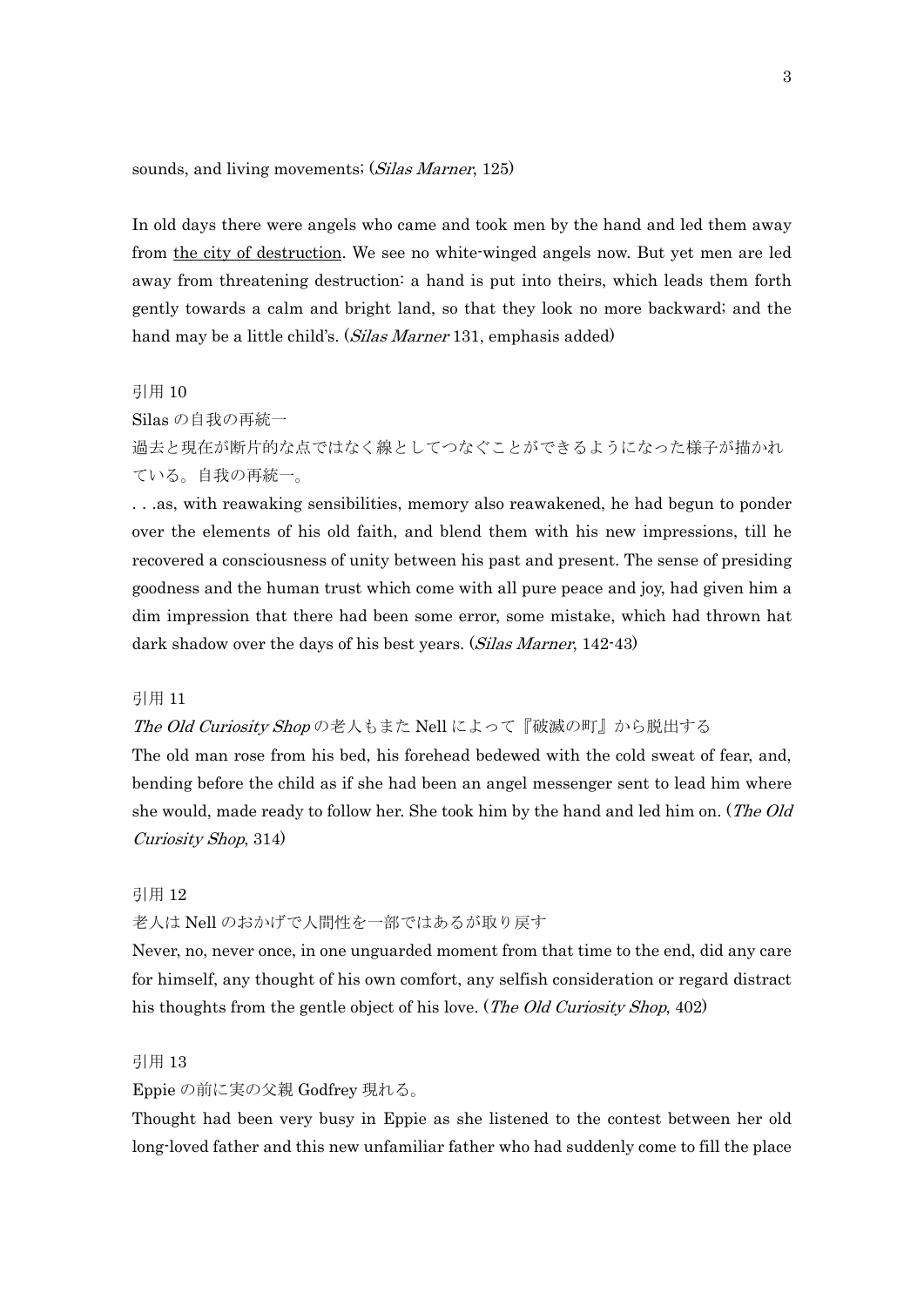sounds, and living movements; (*Silas Marner*, 125)

In old days there were angels who came and took men by the hand and led them away from <u>the city of destruction</u>. We see no white-winged angels now. But yet men are led away from threatening destruction: a hand is put into theirs, which leads them forth gently towards a calm and bright land, so that they look no more backward; and the hand may be a little child's. (*Silas Marner* 131, emphasis added)

引用 10

Silas の自我の再統一

過去と現在が断片的な点ではなく線としてつなぐことができるようになった様子が描かれている。自我の再統一。

. . .as, with reawaking sensibilities, memory also reawakened, he had begun to ponder over the elements of his old faith, and blend them with his new impressions, till he recovered a consciousness of unity between his past and present. The sense of presiding goodness and the human trust which come with all pure peace and joy, had given him a dim impression that there had been some error, some mistake, which had thrown hat dark shadow over the days of his best years. (*Silas Marner*, 142-43)

引用 11

*The Old Curiosity Shop* の老人もまた Nell によって『破滅の町』から脱出する

The old man rose from his bed, his forehead bedewed with the cold sweat of fear, and, bending before the child as if she had been an angel messenger sent to lead him where she would, made ready to follow her. She took him by the hand and led him on. (*The Old Curiosity Shop*, 314)

引用 12

老人は Nell のおかげで人間性を一部ではあるが取り戻す

Never, no, never once, in one unguarded moment from that time to the end, did any care for himself, any thought of his own comfort, any selfish consideration or regard distract his thoughts from the gentle object of his love. (*The Old Curiosity Shop*, 402)

引用 13

Eppie の前に実の父親 Godfrey 現れる。

Thought had been very busy in Eppie as she listened to the contest between her old long-loved father and this new unfamiliar father who had suddenly come to fill the place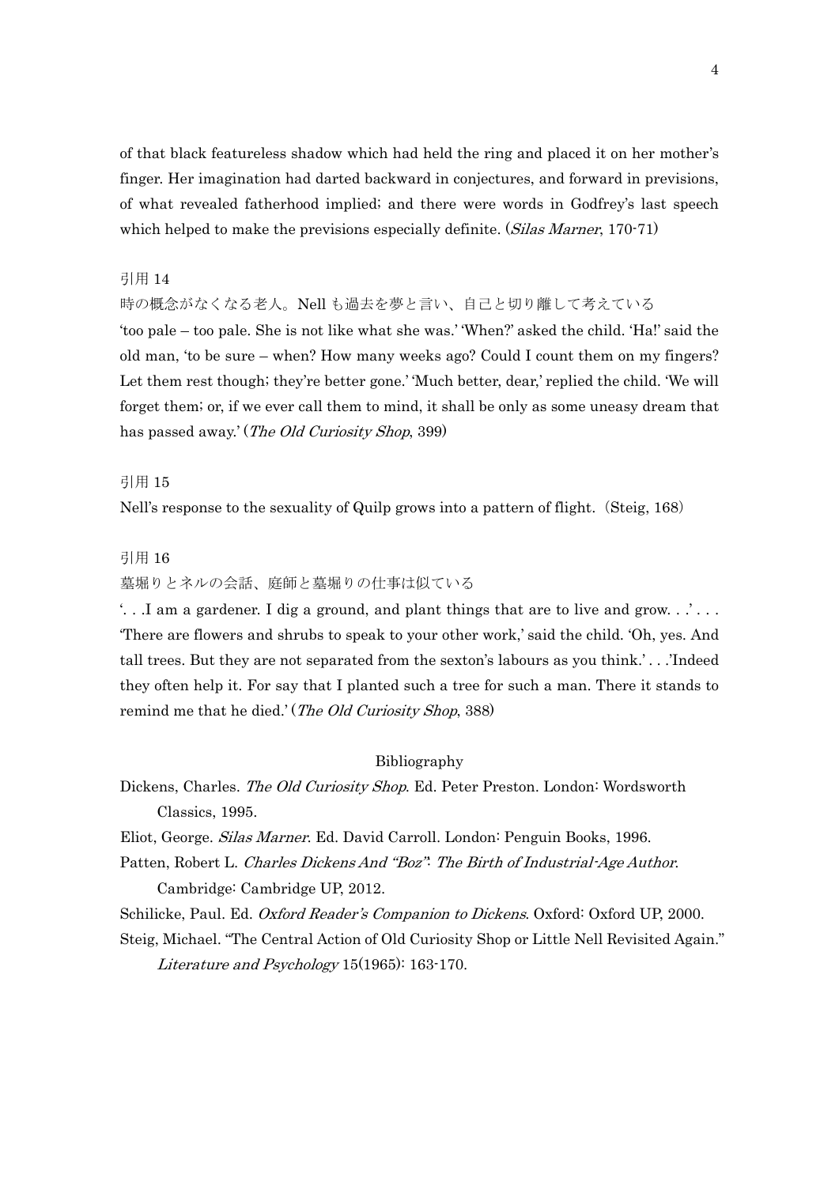of that black featureless shadow which had held the ring and placed it on her mother's finger. Her imagination had darted backward in conjectures, and forward in previsions, of what revealed fatherhood implied; and there were words in Godfrey's last speech which helped to make the previsions especially definite. (*Silas Marner*, 170-71)

引用 14

時の概念がなくなる老人。Nell も過去を夢と言い、自己と切り離して考えている

'too pale – too pale. She is not like what she was.' 'When?' asked the child. 'Ha!' said the old man, 'to be sure – when? How many weeks ago? Could I count them on my fingers? Let them rest though; they're better gone.' 'Much better, dear,' replied the child. 'We will forget them; or, if we ever call them to mind, it shall be only as some uneasy dream that has passed away.' (*The Old Curiosity Shop*, 399)

引用 15

Nell's response to the sexuality of Quilp grows into a pattern of flight.（Steig, 168）

引用 16

墓堀りとネルの会話、庭師と墓堀りの仕事は似ている

'. . .I am a gardener. I dig a ground, and plant things that are to live and grow. . .' . . . 'There are flowers and shrubs to speak to your other work,' said the child. 'Oh, yes. And tall trees. But they are not separated from the sexton's labours as you think.' . . .'Indeed they often help it. For say that I planted such a tree for such a man. There it stands to remind me that he died.' (*The Old Curiosity Shop*, 388)

## Bibliography

Dickens, Charles. *The Old Curiosity Shop*. Ed. Peter Preston. London: Wordsworth Classics, 1995.

Eliot, George. *Silas Marner*. Ed. David Carroll. London: Penguin Books, 1996.

Patten, Robert L. *Charles Dickens And "Boz": The Birth of Industrial-Age Author*. Cambridge: Cambridge UP, 2012.

Schilicke, Paul. Ed. *Oxford Reader's Companion to Dickens*. Oxford: Oxford UP, 2000.

Steig, Michael. "The Central Action of Old Curiosity Shop or Little Nell Revisited Again." *Literature and Psychology* 15(1965): 163-170.